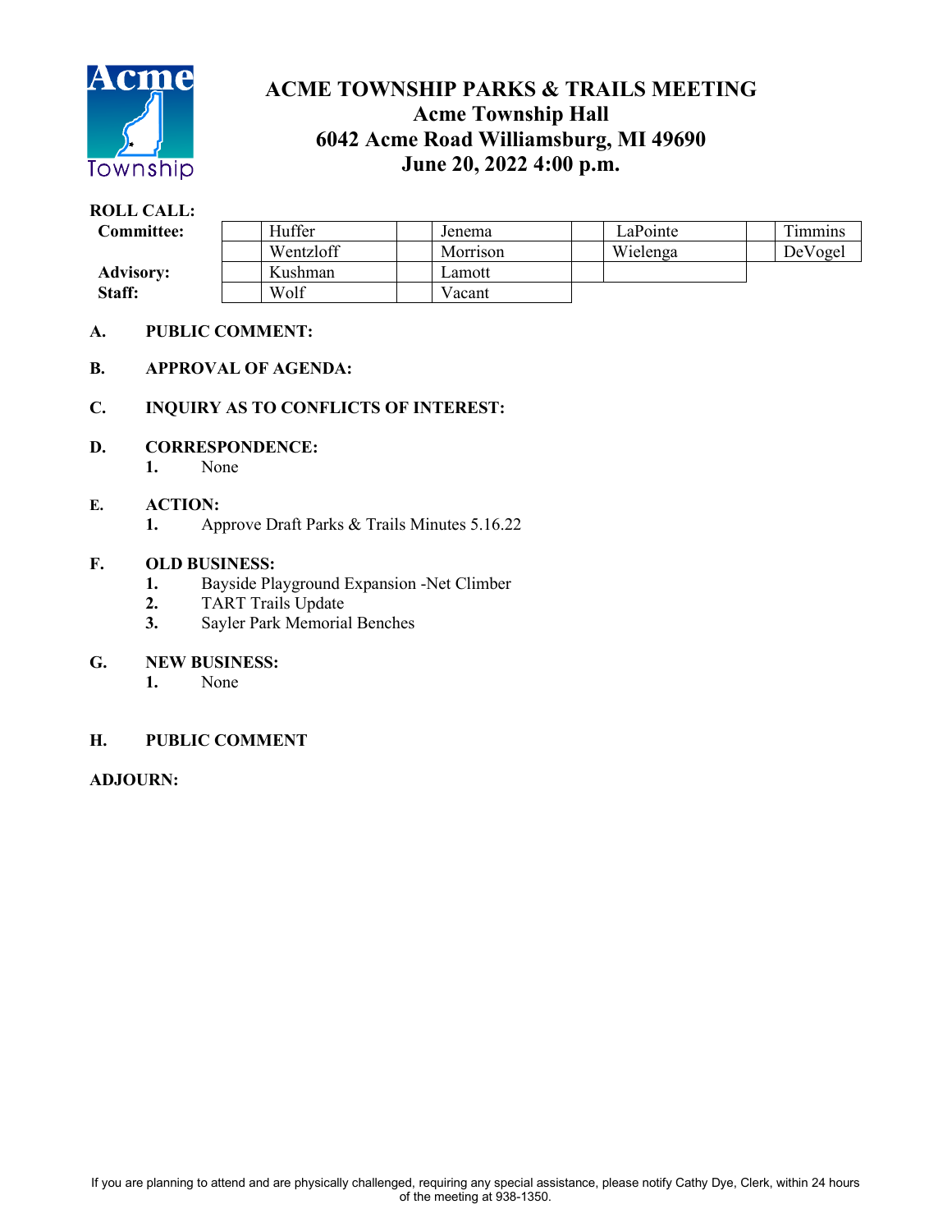# ACME TOWNSHIP PARKS & TRAILS MEETING
## Acme Township Hall
## 6042 Acme Road Williamsburg, MI 49690
## June 20, 2022 4:00 p.m.

**ROLL CALL:**

| | | | | | | | | |
|---|---|---|---|---|---|---|---|---|
| **Committee:** | | Huffer | | Jenema | | LaPointe | | Timmins |
| | | Wentzloff | | Morrison | | Wielenga | | DeVogel |
| **Advisory:** | | Kushman | | Lamott | | | | |
| **Staff:** | | Wolf | | Vacant | | | | |

**A. PUBLIC COMMENT:**

**B. APPROVAL OF AGENDA:**

**C. INQUIRY AS TO CONFLICTS OF INTEREST:**

**D. CORRESPONDENCE:**

1. None

**E. ACTION:**

1. Approve Draft Parks & Trails Minutes 5.16.22

**F. OLD BUSINESS:**

1. Bayside Playground Expansion -Net Climber
2. TART Trails Update
3. Sayler Park Memorial Benches

**G. NEW BUSINESS:**

1. None

**H. PUBLIC COMMENT**

**ADJOURN:**

If you are planning to attend and are physically challenged, requiring any special assistance, please notify Cathy Dye, Clerk, within 24 hours of the meeting at 938-1350.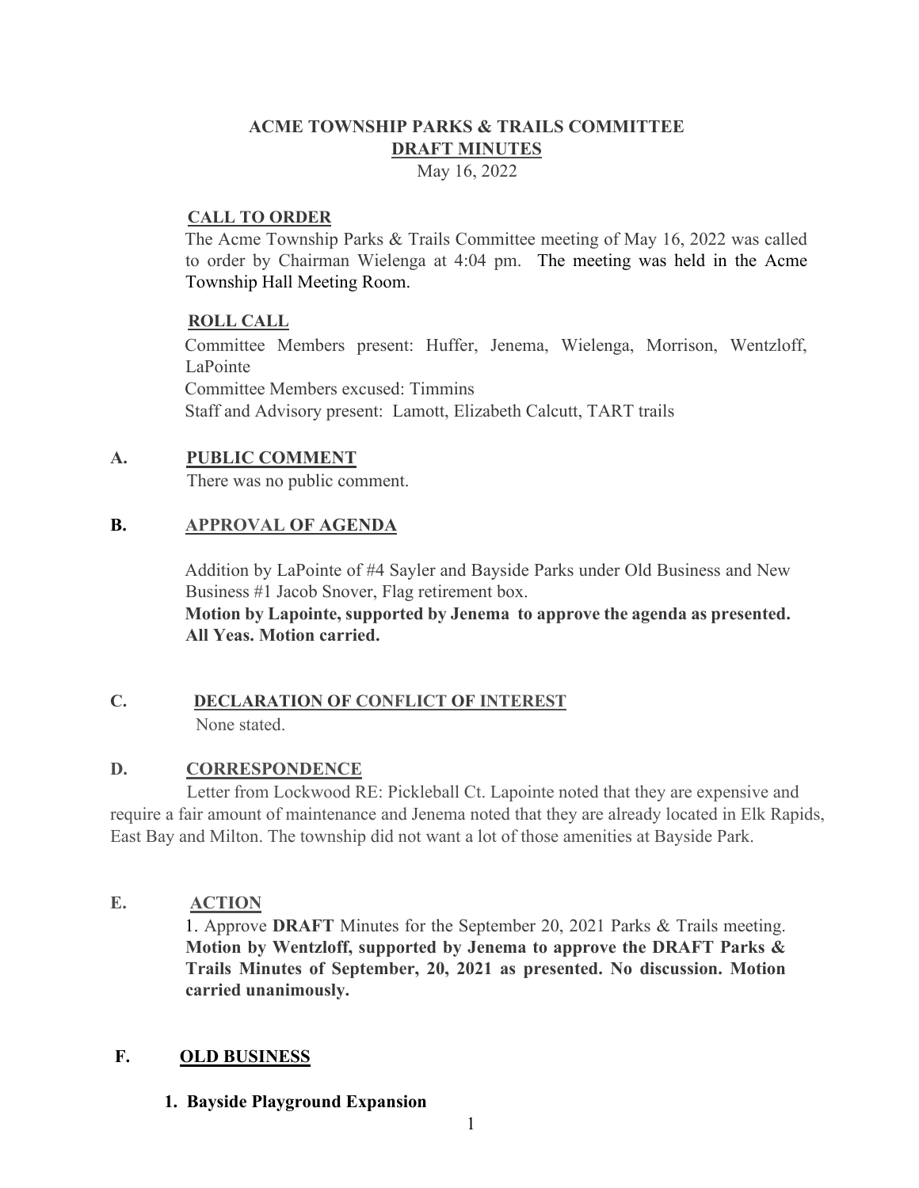# ACME TOWNSHIP PARKS & TRAILS COMMITTEE
## DRAFT MINUTES
May 16, 2022

### CALL TO ORDER

The Acme Township Parks & Trails Committee meeting of May 16, 2022 was called to order by Chairman Wielenga at 4:04 pm. The meeting was held in the Acme Township Hall Meeting Room.

### ROLL CALL

Committee Members present: Huffer, Jenema, Wielenga, Morrison, Wentzloff, LaPointe
Committee Members excused: Timmins
Staff and Advisory present: Lamott, Elizabeth Calcutt, TART trails

### A. PUBLIC COMMENT

There was no public comment.

### B. APPROVAL OF AGENDA

Addition by LaPointe of #4 Sayler and Bayside Parks under Old Business and New Business #1 Jacob Snover, Flag retirement box.
**Motion by Lapointe, supported by Jenema to approve the agenda as presented. All Yeas. Motion carried.**

### C. DECLARATION OF CONFLICT OF INTEREST

None stated.

### D. CORRESPONDENCE

Letter from Lockwood RE: Pickleball Ct. Lapointe noted that they are expensive and require a fair amount of maintenance and Jenema noted that they are already located in Elk Rapids, East Bay and Milton. The township did not want a lot of those amenities at Bayside Park.

### E. ACTION

1. Approve **DRAFT** Minutes for the September 20, 2021 Parks & Trails meeting. **Motion by Wentzloff, supported by Jenema to approve the DRAFT Parks & Trails Minutes of September, 20, 2021 as presented. No discussion. Motion carried unanimously.**

### F. OLD BUSINESS

1. **Bayside Playground Expansion**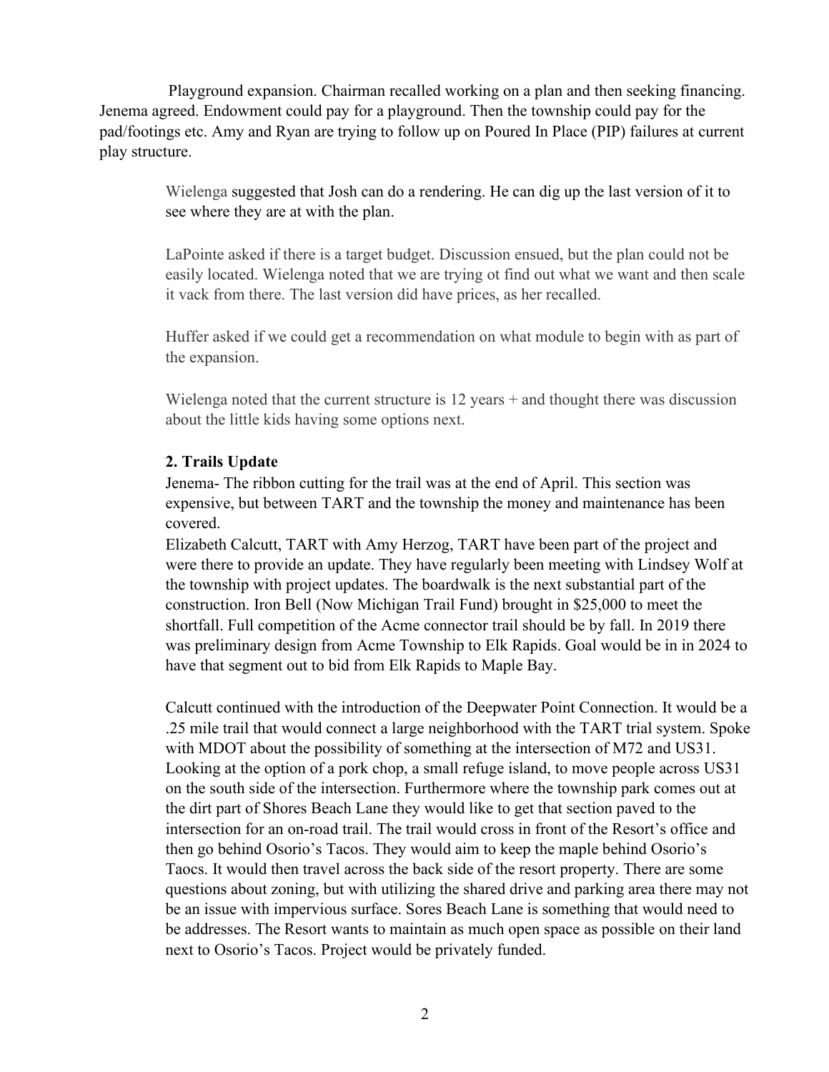Playground expansion. Chairman recalled working on a plan and then seeking financing. Jenema agreed. Endowment could pay for a playground. Then the township could pay for the pad/footings etc. Amy and Ryan are trying to follow up on Poured In Place (PIP) failures at current play structure.

Wielenga suggested that Josh can do a rendering. He can dig up the last version of it to see where they are at with the plan.

LaPointe asked if there is a target budget. Discussion ensued, but the plan could not be easily located. Wielenga noted that we are trying ot find out what we want and then scale it vack from there. The last version did have prices, as her recalled.

Huffer asked if we could get a recommendation on what module to begin with as part of the expansion.

Wielenga noted that the current structure is 12 years + and thought there was discussion about the little kids having some options next.

**2. Trails Update**

Jenema- The ribbon cutting for the trail was at the end of April. This section was expensive, but between TART and the township the money and maintenance has been covered.

Elizabeth Calcutt, TART with Amy Herzog, TART have been part of the project and were there to provide an update. They have regularly been meeting with Lindsey Wolf at the township with project updates. The boardwalk is the next substantial part of the construction. Iron Bell (Now Michigan Trail Fund) brought in $25,000 to meet the shortfall. Full competition of the Acme connector trail should be by fall. In 2019 there was preliminary design from Acme Township to Elk Rapids. Goal would be in in 2024 to have that segment out to bid from Elk Rapids to Maple Bay.

Calcutt continued with the introduction of the Deepwater Point Connection. It would be a .25 mile trail that would connect a large neighborhood with the TART trial system. Spoke with MDOT about the possibility of something at the intersection of M72 and US31. Looking at the option of a pork chop, a small refuge island, to move people across US31 on the south side of the intersection. Furthermore where the township park comes out at the dirt part of Shores Beach Lane they would like to get that section paved to the intersection for an on-road trail. The trail would cross in front of the Resort's office and then go behind Osorio's Tacos. They would aim to keep the maple behind Osorio's Taocs. It would then travel across the back side of the resort property. There are some questions about zoning, but with utilizing the shared drive and parking area there may not be an issue with impervious surface. Sores Beach Lane is something that would need to be addresses. The Resort wants to maintain as much open space as possible on their land next to Osorio's Tacos. Project would be privately funded.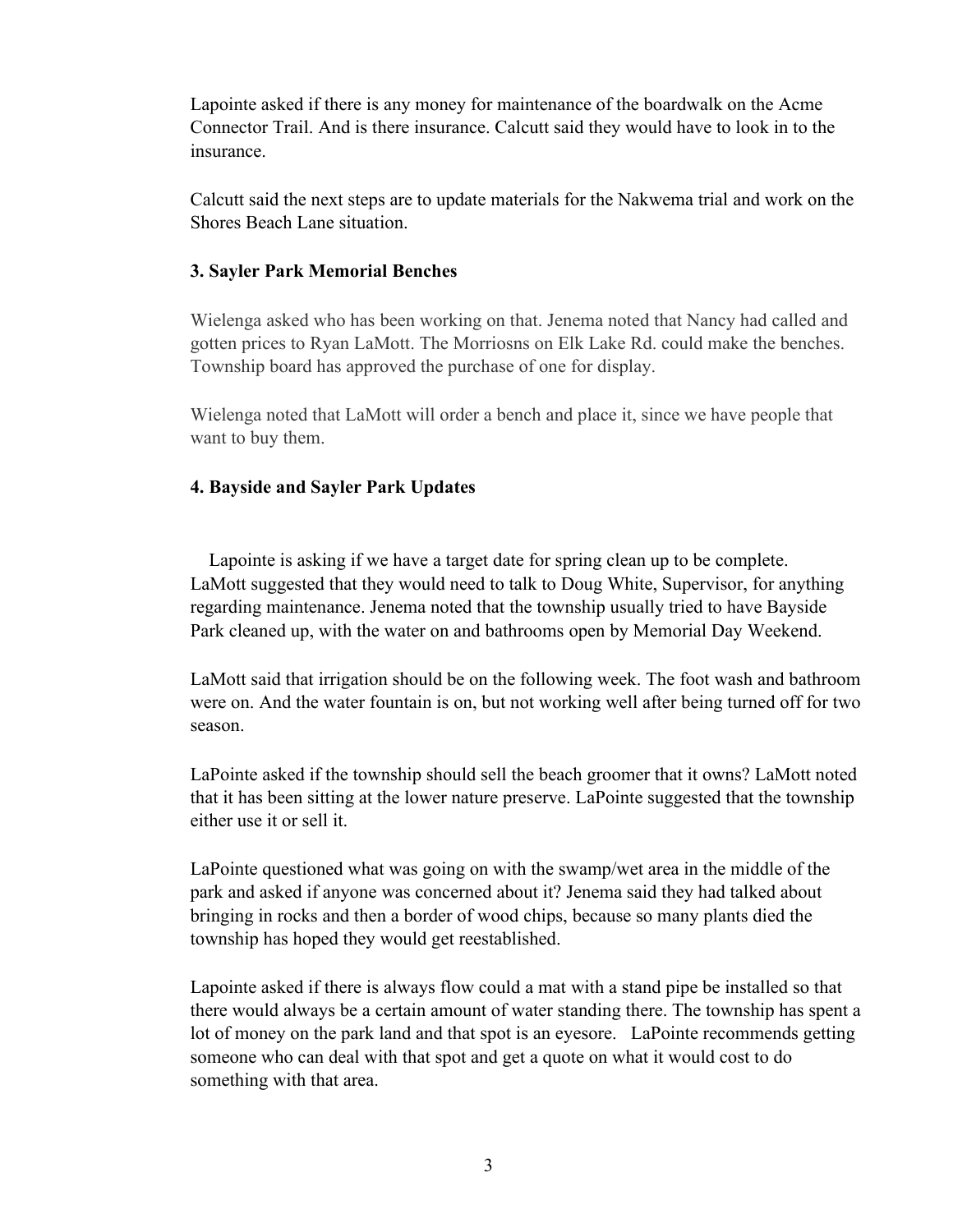Lapointe asked if there is any money for maintenance of the boardwalk on the Acme Connector Trail. And is there insurance. Calcutt said they would have to look in to the insurance.

Calcutt said the next steps are to update materials for the Nakwema trial and work on the Shores Beach Lane situation.

### 3. Sayler Park Memorial Benches

Wielenga asked who has been working on that. Jenema noted that Nancy had called and gotten prices to Ryan LaMott. The Morriosns on Elk Lake Rd. could make the benches. Township board has approved the purchase of one for display.

Wielenga noted that LaMott will order a bench and place it, since we have people that want to buy them.

### 4. Bayside and Sayler Park Updates

Lapointe is asking if we have a target date for spring clean up to be complete. LaMott suggested that they would need to talk to Doug White, Supervisor, for anything regarding maintenance. Jenema noted that the township usually tried to have Bayside Park cleaned up, with the water on and bathrooms open by Memorial Day Weekend.

LaMott said that irrigation should be on the following week. The foot wash and bathroom were on. And the water fountain is on, but not working well after being turned off for two season.

LaPointe asked if the township should sell the beach groomer that it owns? LaMott noted that it has been sitting at the lower nature preserve. LaPointe suggested that the township either use it or sell it.

LaPointe questioned what was going on with the swamp/wet area in the middle of the park and asked if anyone was concerned about it? Jenema said they had talked about bringing in rocks and then a border of wood chips, because so many plants died the township has hoped they would get reestablished.

Lapointe asked if there is always flow could a mat with a stand pipe be installed so that there would always be a certain amount of water standing there. The township has spent a lot of money on the park land and that spot is an eyesore. LaPointe recommends getting someone who can deal with that spot and get a quote on what it would cost to do something with that area.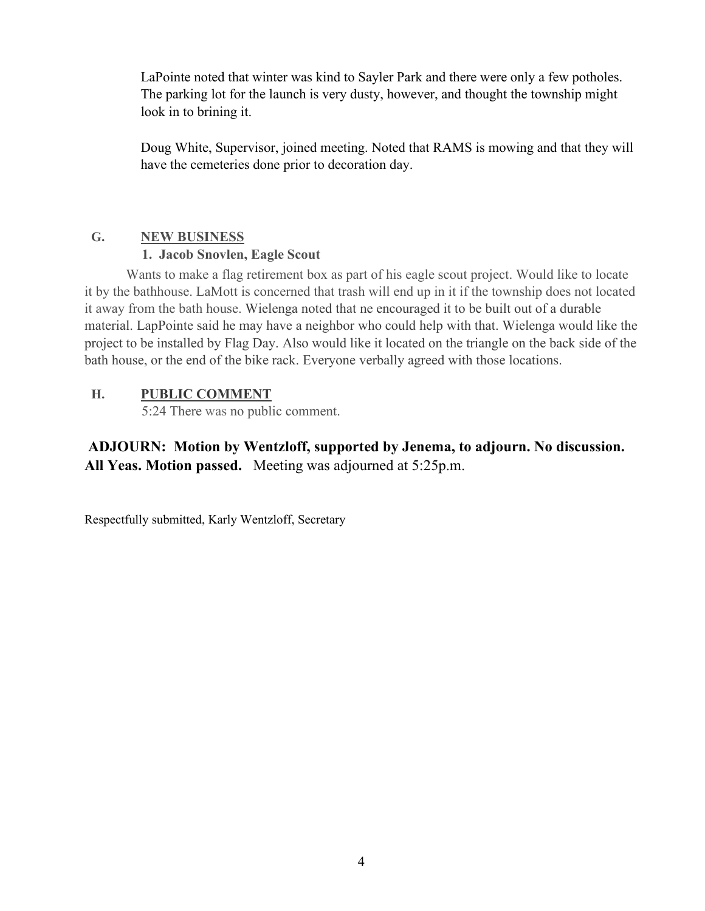LaPointe noted that winter was kind to Sayler Park and there were only a few potholes. The parking lot for the launch is very dusty, however, and thought the township might look in to brining it.

Doug White, Supervisor, joined meeting. Noted that RAMS is mowing and that they will have the cemeteries done prior to decoration day.

## G. NEW BUSINESS

### 1. Jacob Snovlen, Eagle Scout

Wants to make a flag retirement box as part of his eagle scout project. Would like to locate it by the bathhouse. LaMott is concerned that trash will end up in it if the township does not located it away from the bath house. Wielenga noted that ne encouraged it to be built out of a durable material. LapPointe said he may have a neighbor who could help with that. Wielenga would like the project to be installed by Flag Day. Also would like it located on the triangle on the back side of the bath house, or the end of the bike rack. Everyone verbally agreed with those locations.

## H. PUBLIC COMMENT

5:24 There was no public comment.

**ADJOURN: Motion by Wentzloff, supported by Jenema, to adjourn. No discussion. All Yeas. Motion passed.** Meeting was adjourned at 5:25p.m.

Respectfully submitted, Karly Wentzloff, Secretary